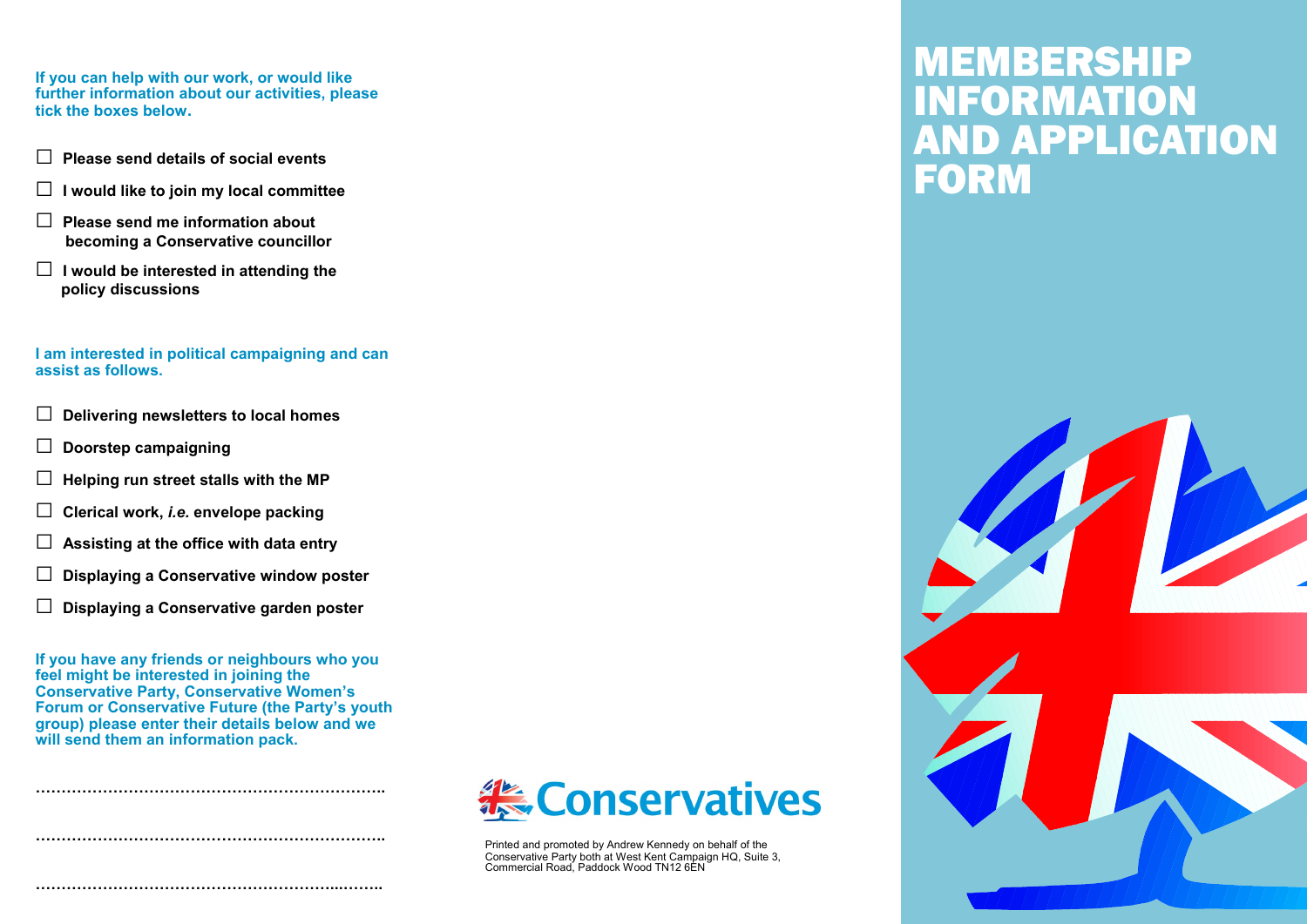**If you can help with our work, or would like further information about our activities, please tick the boxes below.**

- ☐ **Please send details of social events**
- ☐ **I would like to join my local committee**
- ☐ **Please send me information about becoming a Conservative councillor**
- ☐ **I would be interested in attending the policy discussions**

**I am interested in political campaigning and can assist as follows.**

- ☐ **Delivering newsletters to local homes**
- ☐ **Doorstep campaigning**
- ☐ **Helping run street stalls with the MP**
- ☐ **Clerical work, *i.e.* envelope packing**
- ☐ **Assisting at the office with data entry**
- ☐ **Displaying a Conservative window poster**
- ☐ **Displaying a Conservative garden poster**

**If you have any friends or neighbours who you feel might be interested in joining the Conservative Party, Conservative Women's Forum or Conservative Future (the Party's youth group) please enter their details below and we will send them an information pack.**

…………………………………………………………….

…………………………………………………………….

…………………………………………………..……..

Conservatives

Printed and promoted by Andrew Kennedy on behalf of the Conservative Party both at West Kent Campaign HQ, Suite 3, Commercial Road, Paddock Wood TN12 6EN

# MEMBERSHIP INFORMATION AND APPLICATION FORM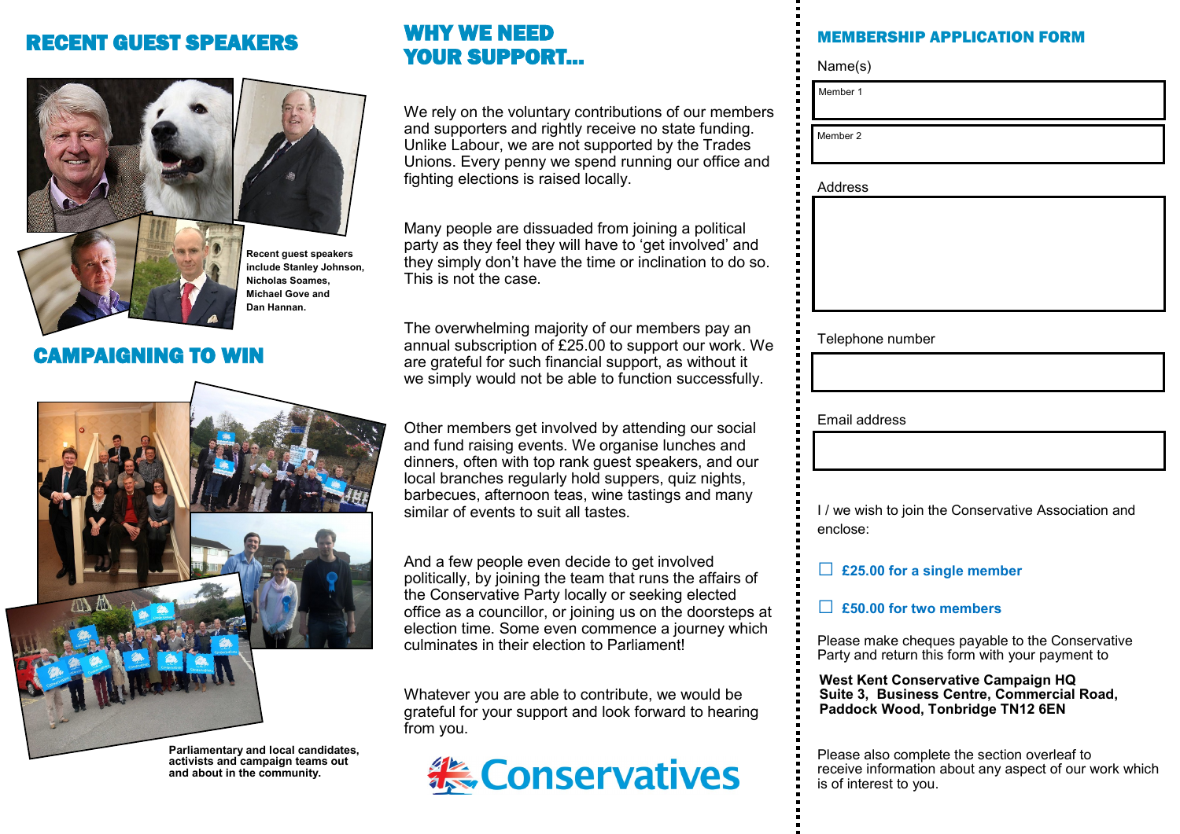## RECENT GUEST SPEAKERS

Recent guest speakers include Stanley Johnson, Nicholas Soames, Michael Gove and Dan Hannan.

## CAMPAIGNING TO WIN

Parliamentary and local candidates, activists and campaign teams out and about in the community.

## WHY WE NEED YOUR SUPPORT...

We rely on the voluntary contributions of our members and supporters and rightly receive no state funding. Unlike Labour, we are not supported by the Trades Unions. Every penny we spend running our office and fighting elections is raised locally.

Many people are dissuaded from joining a political party as they feel they will have to 'get involved' and they simply don't have the time or inclination to do so. This is not the case.

The overwhelming majority of our members pay an annual subscription of £25.00 to support our work. We are grateful for such financial support, as without it we simply would not be able to function successfully.

Other members get involved by attending our social and fund raising events. We organise lunches and dinners, often with top rank guest speakers, and our local branches regularly hold suppers, quiz nights, barbecues, afternoon teas, wine tastings and many similar of events to suit all tastes.

And a few people even decide to get involved politically, by joining the team that runs the affairs of the Conservative Party locally or seeking elected office as a councillor, or joining us on the doorsteps at election time. Some even commence a journey which culminates in their election to Parliament!

Whatever you are able to contribute, we would be grateful for your support and look forward to hearing from you.

Conservatives

## MEMBERSHIP APPLICATION FORM

Name(s)

Member 1

Member 2

Address

Telephone number

Email address

I / we wish to join the Conservative Association and enclose:

☐ **£25.00 for a single member**

☐ **£50.00 for two members**

Please make cheques payable to the Conservative Party and return this form with your payment to

**West Kent Conservative Campaign HQ**
**Suite 3, Business Centre, Commercial Road,**
**Paddock Wood, Tonbridge TN12 6EN**

Please also complete the section overleaf to receive information about any aspect of our work which is of interest to you.